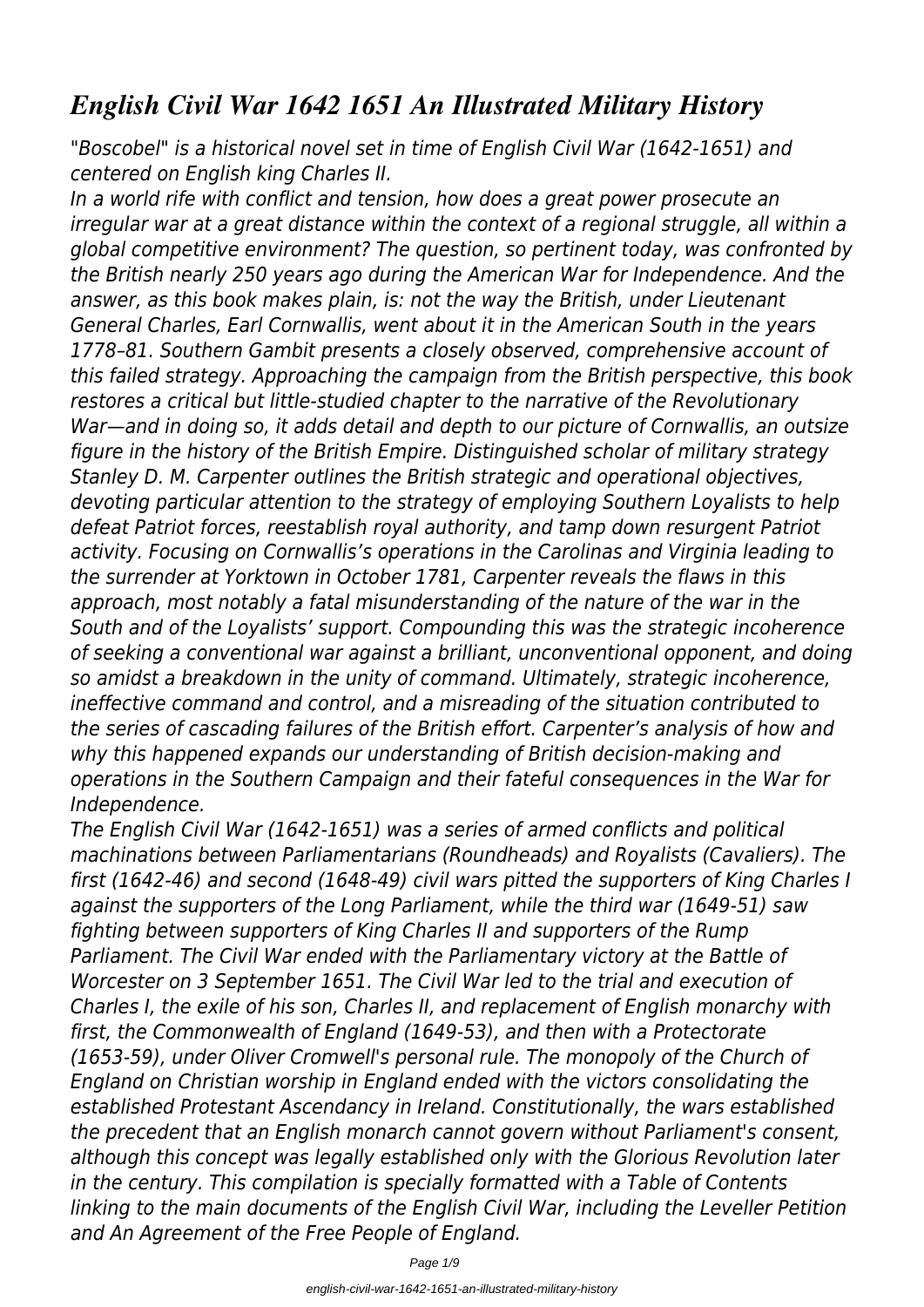# *English Civil War 1642 1651 An Illustrated Military History*

*"Boscobel" is a historical novel set in time of English Civil War (1642-1651) and centered on English king Charles II.*

*In a world rife with conflict and tension, how does a great power prosecute an irregular war at a great distance within the context of a regional struggle, all within a global competitive environment? The question, so pertinent today, was confronted by the British nearly 250 years ago during the American War for Independence. And the answer, as this book makes plain, is: not the way the British, under Lieutenant General Charles, Earl Cornwallis, went about it in the American South in the years 1778–81. Southern Gambit presents a closely observed, comprehensive account of this failed strategy. Approaching the campaign from the British perspective, this book restores a critical but little-studied chapter to the narrative of the Revolutionary War—and in doing so, it adds detail and depth to our picture of Cornwallis, an outsize figure in the history of the British Empire. Distinguished scholar of military strategy Stanley D. M. Carpenter outlines the British strategic and operational objectives, devoting particular attention to the strategy of employing Southern Loyalists to help defeat Patriot forces, reestablish royal authority, and tamp down resurgent Patriot activity. Focusing on Cornwallis's operations in the Carolinas and Virginia leading to the surrender at Yorktown in October 1781, Carpenter reveals the flaws in this approach, most notably a fatal misunderstanding of the nature of the war in the South and of the Loyalists' support. Compounding this was the strategic incoherence of seeking a conventional war against a brilliant, unconventional opponent, and doing so amidst a breakdown in the unity of command. Ultimately, strategic incoherence, ineffective command and control, and a misreading of the situation contributed to the series of cascading failures of the British effort. Carpenter's analysis of how and why this happened expands our understanding of British decision-making and operations in the Southern Campaign and their fateful consequences in the War for Independence.*

*The English Civil War (1642-1651) was a series of armed conflicts and political machinations between Parliamentarians (Roundheads) and Royalists (Cavaliers). The first (1642-46) and second (1648-49) civil wars pitted the supporters of King Charles I against the supporters of the Long Parliament, while the third war (1649-51) saw fighting between supporters of King Charles II and supporters of the Rump Parliament. The Civil War ended with the Parliamentary victory at the Battle of Worcester on 3 September 1651. The Civil War led to the trial and execution of Charles I, the exile of his son, Charles II, and replacement of English monarchy with first, the Commonwealth of England (1649-53), and then with a Protectorate (1653-59), under Oliver Cromwell's personal rule. The monopoly of the Church of England on Christian worship in England ended with the victors consolidating the established Protestant Ascendancy in Ireland. Constitutionally, the wars established the precedent that an English monarch cannot govern without Parliament's consent, although this concept was legally established only with the Glorious Revolution later in the century. This compilation is specially formatted with a Table of Contents linking to the main documents of the English Civil War, including the Leveller Petition and An Agreement of the Free People of England.*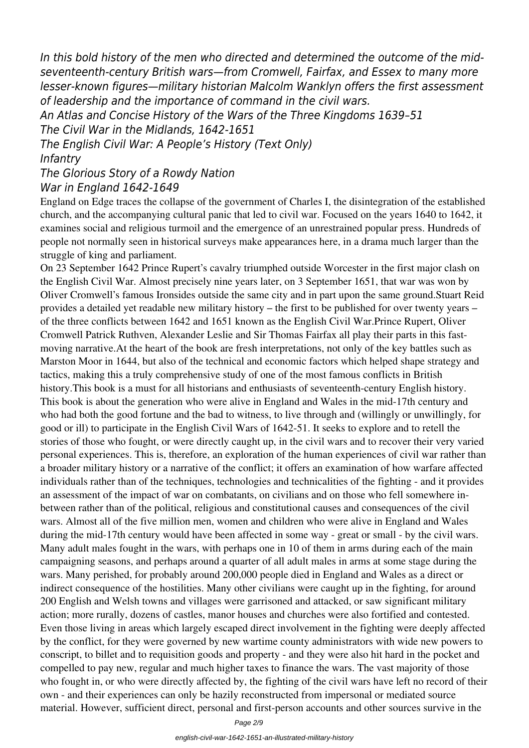*In this bold history of the men who directed and determined the outcome of the mid-seventeenth-century British wars—from Cromwell, Fairfax, and Essex to many more lesser-known figures—military historian Malcolm Wanklyn offers the first assessment of leadership and the importance of command in the civil wars.*

*An Atlas and Concise History of the Wars of the Three Kingdoms 1639–51*

*The Civil War in the Midlands, 1642-1651*

*The English Civil War: A People's History (Text Only)*

*Infantry*

*The Glorious Story of a Rowdy Nation*

*War in England 1642-1649*

England on Edge traces the collapse of the government of Charles I, the disintegration of the established church, and the accompanying cultural panic that led to civil war. Focused on the years 1640 to 1642, it examines social and religious turmoil and the emergence of an unrestrained popular press. Hundreds of people not normally seen in historical surveys make appearances here, in a drama much larger than the struggle of king and parliament.

On 23 September 1642 Prince Rupert's cavalry triumphed outside Worcester in the first major clash on the English Civil War. Almost precisely nine years later, on 3 September 1651, that war was won by Oliver Cromwell's famous Ironsides outside the same city and in part upon the same ground.Stuart Reid provides a detailed yet readable new military history – the first to be published for over twenty years – of the three conflicts between 1642 and 1651 known as the English Civil War.Prince Rupert, Oliver Cromwell Patrick Ruthven, Alexander Leslie and Sir Thomas Fairfax all play their parts in this fast-moving narrative.At the heart of the book are fresh interpretations, not only of the key battles such as Marston Moor in 1644, but also of the technical and economic factors which helped shape strategy and tactics, making this a truly comprehensive study of one of the most famous conflicts in British history.This book is a must for all historians and enthusiasts of seventeenth-century English history.

This book is about the generation who were alive in England and Wales in the mid-17th century and who had both the good fortune and the bad to witness, to live through and (willingly or unwillingly, for good or ill) to participate in the English Civil Wars of 1642-51. It seeks to explore and to retell the stories of those who fought, or were directly caught up, in the civil wars and to recover their very varied personal experiences. This is, therefore, an exploration of the human experiences of civil war rather than a broader military history or a narrative of the conflict; it offers an examination of how warfare affected individuals rather than of the techniques, technologies and technicalities of the fighting - and it provides an assessment of the impact of war on combatants, on civilians and on those who fell somewhere in-between rather than of the political, religious and constitutional causes and consequences of the civil wars. Almost all of the five million men, women and children who were alive in England and Wales during the mid-17th century would have been affected in some way - great or small - by the civil wars. Many adult males fought in the wars, with perhaps one in 10 of them in arms during each of the main campaigning seasons, and perhaps around a quarter of all adult males in arms at some stage during the wars. Many perished, for probably around 200,000 people died in England and Wales as a direct or indirect consequence of the hostilities. Many other civilians were caught up in the fighting, for around 200 English and Welsh towns and villages were garrisoned and attacked, or saw significant military action; more rurally, dozens of castles, manor houses and churches were also fortified and contested. Even those living in areas which largely escaped direct involvement in the fighting were deeply affected by the conflict, for they were governed by new wartime county administrators with wide new powers to conscript, to billet and to requisition goods and property - and they were also hit hard in the pocket and compelled to pay new, regular and much higher taxes to finance the wars. The vast majority of those who fought in, or who were directly affected by, the fighting of the civil wars have left no record of their own - and their experiences can only be hazily reconstructed from impersonal or mediated source material. However, sufficient direct, personal and first-person accounts and other sources survive in the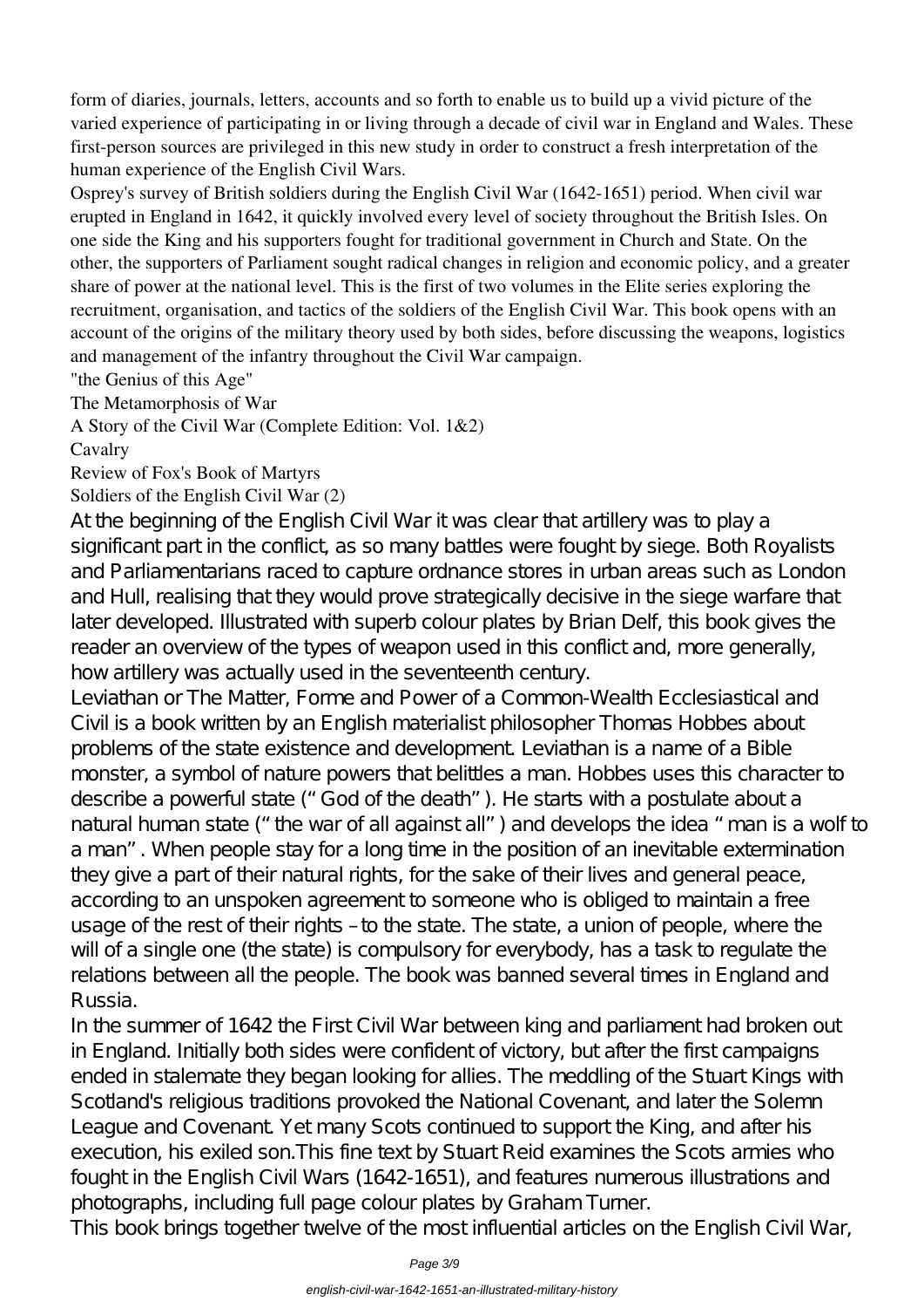form of diaries, journals, letters, accounts and so forth to enable us to build up a vivid picture of the varied experience of participating in or living through a decade of civil war in England and Wales. These first-person sources are privileged in this new study in order to construct a fresh interpretation of the human experience of the English Civil Wars.

Osprey's survey of British soldiers during the English Civil War (1642-1651) period. When civil war erupted in England in 1642, it quickly involved every level of society throughout the British Isles. On one side the King and his supporters fought for traditional government in Church and State. On the other, the supporters of Parliament sought radical changes in religion and economic policy, and a greater share of power at the national level. This is the first of two volumes in the Elite series exploring the recruitment, organisation, and tactics of the soldiers of the English Civil War. This book opens with an account of the origins of the military theory used by both sides, before discussing the weapons, logistics and management of the infantry throughout the Civil War campaign.

"the Genius of this Age"

The Metamorphosis of War

A Story of the Civil War (Complete Edition: Vol. 1&2)

Cavalry

Review of Fox's Book of Martyrs

Soldiers of the English Civil War (2)

At the beginning of the English Civil War it was clear that artillery was to play a significant part in the conflict, as so many battles were fought by siege. Both Royalists and Parliamentarians raced to capture ordnance stores in urban areas such as London and Hull, realising that they would prove strategically decisive in the siege warfare that later developed. Illustrated with superb colour plates by Brian Delf, this book gives the reader an overview of the types of weapon used in this conflict and, more generally, how artillery was actually used in the seventeenth century.

Leviathan or The Matter, Forme and Power of a Common-Wealth Ecclesiastical and Civil is a book written by an English materialist philosopher Thomas Hobbes about problems of the state existence and development. Leviathan is a name of a Bible monster, a symbol of nature powers that belittles a man. Hobbes uses this character to describe a powerful state ("God of the death"). He starts with a postulate about a natural human state ("the war of all against all") and develops the idea "man is a wolf to a man". When people stay for a long time in the position of an inevitable extermination they give a part of their natural rights, for the sake of their lives and general peace, according to an unspoken agreement to someone who is obliged to maintain a free usage of the rest of their rights – to the state. The state, a union of people, where the will of a single one (the state) is compulsory for everybody, has a task to regulate the relations between all the people. The book was banned several times in England and Russia.

In the summer of 1642 the First Civil War between king and parliament had broken out in England. Initially both sides were confident of victory, but after the first campaigns ended in stalemate they began looking for allies. The meddling of the Stuart Kings with Scotland's religious traditions provoked the National Covenant, and later the Solemn League and Covenant. Yet many Scots continued to support the King, and after his execution, his exiled son.This fine text by Stuart Reid examines the Scots armies who fought in the English Civil Wars (1642-1651), and features numerous illustrations and photographs, including full page colour plates by Graham Turner.

This book brings together twelve of the most influential articles on the English Civil War,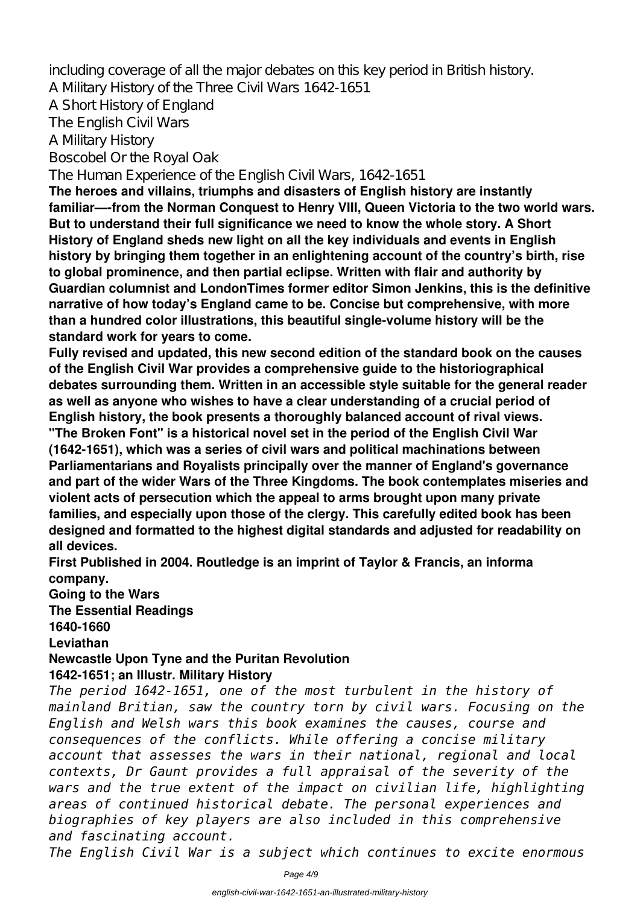including coverage of all the major debates on this key period in British history.
A Military History of the Three Civil Wars 1642-1651
A Short History of England
The English Civil Wars
A Military History
Boscobel Or the Royal Oak
The Human Experience of the English Civil Wars, 1642-1651

**The heroes and villains, triumphs and disasters of English history are instantly familiar—-from the Norman Conquest to Henry VIII, Queen Victoria to the two world wars. But to understand their full significance we need to know the whole story. A Short History of England sheds new light on all the key individuals and events in English history by bringing them together in an enlightening account of the country's birth, rise to global prominence, and then partial eclipse. Written with flair and authority by Guardian columnist and LondonTimes former editor Simon Jenkins, this is the definitive narrative of how today's England came to be. Concise but comprehensive, with more than a hundred color illustrations, this beautiful single-volume history will be the standard work for years to come.**

**Fully revised and updated, this new second edition of the standard book on the causes of the English Civil War provides a comprehensive guide to the historiographical debates surrounding them. Written in an accessible style suitable for the general reader as well as anyone who wishes to have a clear understanding of a crucial period of English history, the book presents a thoroughly balanced account of rival views.**

**"The Broken Font" is a historical novel set in the period of the English Civil War (1642-1651), which was a series of civil wars and political machinations between Parliamentarians and Royalists principally over the manner of England's governance and part of the wider Wars of the Three Kingdoms. The book contemplates miseries and violent acts of persecution which the appeal to arms brought upon many private families, and especially upon those of the clergy. This carefully edited book has been designed and formatted to the highest digital standards and adjusted for readability on all devices.**

**First Published in 2004. Routledge is an imprint of Taylor & Francis, an informa company.**

**Going to the Wars**
**The Essential Readings**
**1640-1660**
**Leviathan**
**Newcastle Upon Tyne and the Puritan Revolution**
**1642-1651; an Illustr. Military History**

*The period 1642-1651, one of the most turbulent in the history of mainland Britian, saw the country torn by civil wars. Focusing on the English and Welsh wars this book examines the causes, course and consequences of the conflicts. While offering a concise military account that assesses the wars in their national, regional and local contexts, Dr Gaunt provides a full appraisal of the severity of the wars and the true extent of the impact on civilian life, highlighting areas of continued historical debate. The personal experiences and biographies of key players are also included in this comprehensive and fascinating account.*

*The English Civil War is a subject which continues to excite enormous*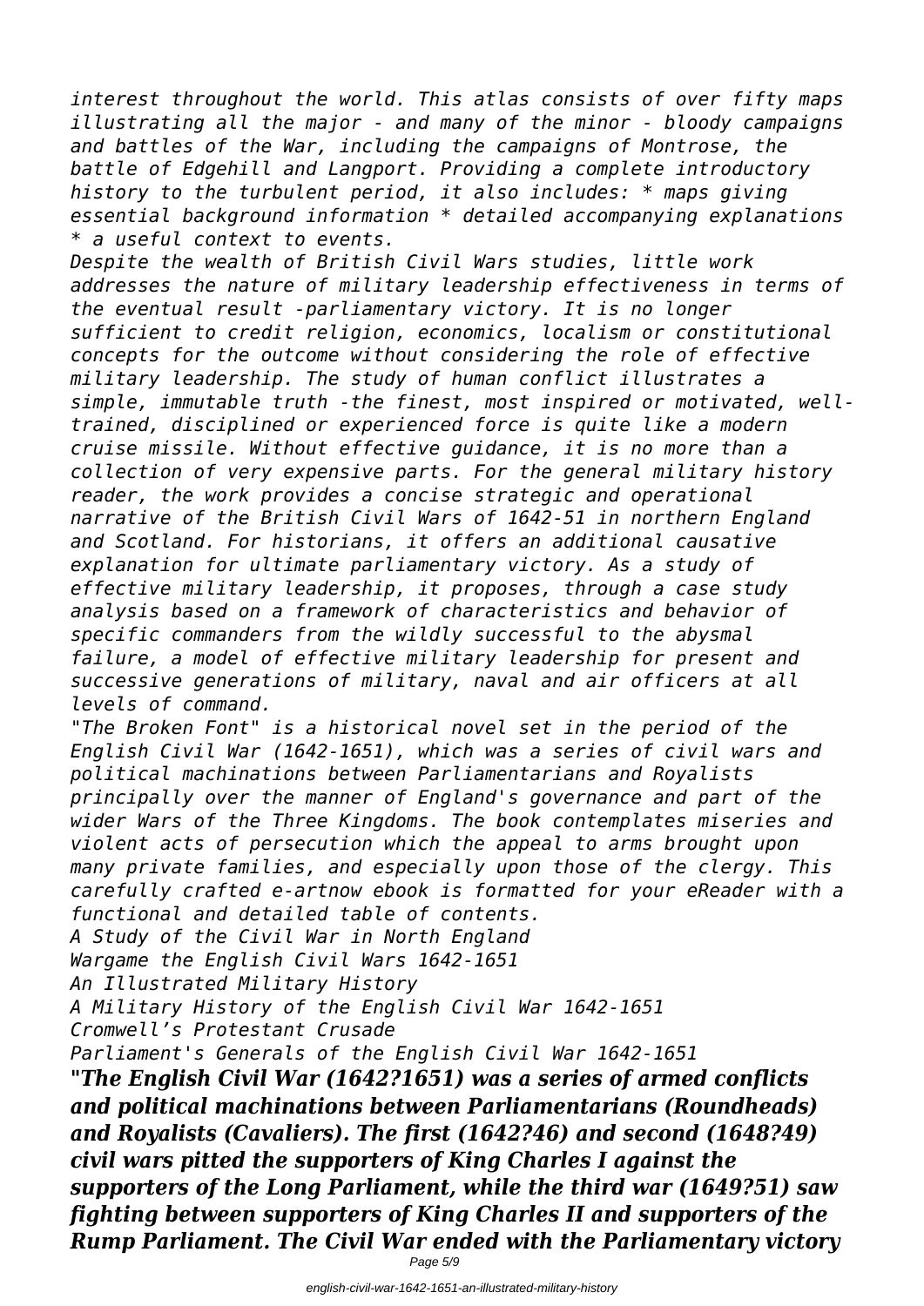*interest throughout the world. This atlas consists of over fifty maps illustrating all the major - and many of the minor - bloody campaigns and battles of the War, including the campaigns of Montrose, the battle of Edgehill and Langport. Providing a complete introductory history to the turbulent period, it also includes: * maps giving essential background information * detailed accompanying explanations * a useful context to events.*

*Despite the wealth of British Civil Wars studies, little work addresses the nature of military leadership effectiveness in terms of the eventual result -parliamentary victory. It is no longer sufficient to credit religion, economics, localism or constitutional concepts for the outcome without considering the role of effective military leadership. The study of human conflict illustrates a simple, immutable truth -the finest, most inspired or motivated, well-trained, disciplined or experienced force is quite like a modern cruise missile. Without effective guidance, it is no more than a collection of very expensive parts. For the general military history reader, the work provides a concise strategic and operational narrative of the British Civil Wars of 1642-51 in northern England and Scotland. For historians, it offers an additional causative explanation for ultimate parliamentary victory. As a study of effective military leadership, it proposes, through a case study analysis based on a framework of characteristics and behavior of specific commanders from the wildly successful to the abysmal failure, a model of effective military leadership for present and successive generations of military, naval and air officers at all levels of command.*

*"The Broken Font" is a historical novel set in the period of the English Civil War (1642-1651), which was a series of civil wars and political machinations between Parliamentarians and Royalists principally over the manner of England's governance and part of the wider Wars of the Three Kingdoms. The book contemplates miseries and violent acts of persecution which the appeal to arms brought upon many private families, and especially upon those of the clergy. This carefully crafted e-artnow ebook is formatted for your eReader with a functional and detailed table of contents.*

*A Study of the Civil War in North England*

*Wargame the English Civil Wars 1642-1651*

*An Illustrated Military History*

*A Military History of the English Civil War 1642-1651*

*Cromwell's Protestant Crusade*

*Parliament's Generals of the English Civil War 1642-1651*

***"The English Civil War (1642?1651) was a series of armed conflicts and political machinations between Parliamentarians (Roundheads) and Royalists (Cavaliers). The first (1642?46) and second (1648?49) civil wars pitted the supporters of King Charles I against the supporters of the Long Parliament, while the third war (1649?51) saw fighting between supporters of King Charles II and supporters of the Rump Parliament. The Civil War ended with the Parliamentary victory***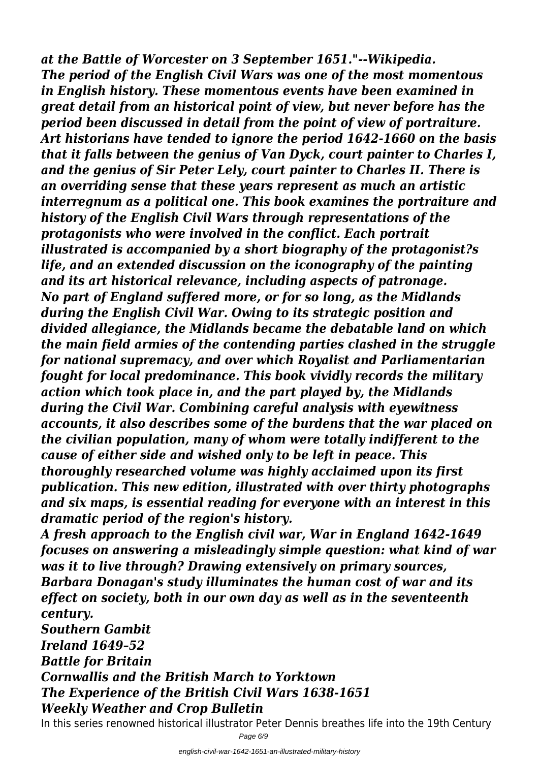*at the Battle of Worcester on 3 September 1651."--Wikipedia.*
*The period of the English Civil Wars was one of the most momentous in English history. These momentous events have been examined in great detail from an historical point of view, but never before has the period been discussed in detail from the point of view of portraiture. Art historians have tended to ignore the period 1642-1660 on the basis that it falls between the genius of Van Dyck, court painter to Charles I, and the genius of Sir Peter Lely, court painter to Charles II. There is an overriding sense that these years represent as much an artistic interregnum as a political one. This book examines the portraiture and history of the English Civil Wars through representations of the protagonists who were involved in the conflict. Each portrait illustrated is accompanied by a short biography of the protagonist?s life, and an extended discussion on the iconography of the painting and its art historical relevance, including aspects of patronage.*
*No part of England suffered more, or for so long, as the Midlands during the English Civil War. Owing to its strategic position and divided allegiance, the Midlands became the debatable land on which the main field armies of the contending parties clashed in the struggle for national supremacy, and over which Royalist and Parliamentarian fought for local predominance. This book vividly records the military action which took place in, and the part played by, the Midlands during the Civil War. Combining careful analysis with eyewitness accounts, it also describes some of the burdens that the war placed on the civilian population, many of whom were totally indifferent to the cause of either side and wished only to be left in peace. This thoroughly researched volume was highly acclaimed upon its first publication. This new edition, illustrated with over thirty photographs and six maps, is essential reading for everyone with an interest in this dramatic period of the region's history.*
*A fresh approach to the English civil war, War in England 1642-1649 focuses on answering a misleadingly simple question: what kind of war was it to live through? Drawing extensively on primary sources, Barbara Donagan's study illuminates the human cost of war and its effect on society, both in our own day as well as in the seventeenth century.*
*Southern Gambit*
*Ireland 1649–52*
*Battle for Britain*
*Cornwallis and the British March to Yorktown*
*The Experience of the British Civil Wars 1638-1651*
*Weekly Weather and Crop Bulletin*

In this series renowned historical illustrator Peter Dennis breathes life into the 19th Century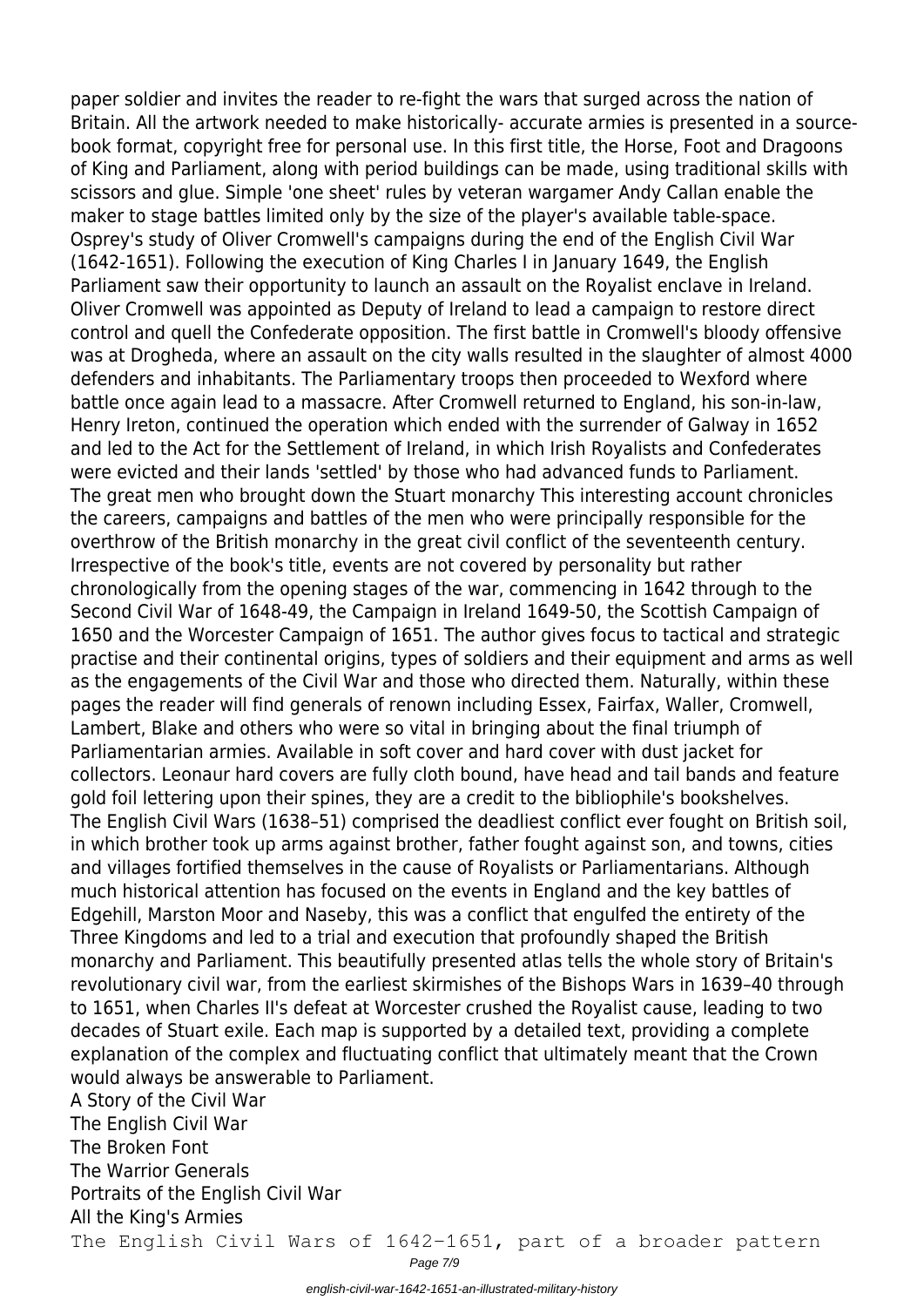paper soldier and invites the reader to re-fight the wars that surged across the nation of Britain. All the artwork needed to make historically- accurate armies is presented in a source-book format, copyright free for personal use. In this first title, the Horse, Foot and Dragoons of King and Parliament, along with period buildings can be made, using traditional skills with scissors and glue. Simple 'one sheet' rules by veteran wargamer Andy Callan enable the maker to stage battles limited only by the size of the player's available table-space.

Osprey's study of Oliver Cromwell's campaigns during the end of the English Civil War (1642-1651). Following the execution of King Charles I in January 1649, the English Parliament saw their opportunity to launch an assault on the Royalist enclave in Ireland. Oliver Cromwell was appointed as Deputy of Ireland to lead a campaign to restore direct control and quell the Confederate opposition. The first battle in Cromwell's bloody offensive was at Drogheda, where an assault on the city walls resulted in the slaughter of almost 4000 defenders and inhabitants. The Parliamentary troops then proceeded to Wexford where battle once again lead to a massacre. After Cromwell returned to England, his son-in-law, Henry Ireton, continued the operation which ended with the surrender of Galway in 1652 and led to the Act for the Settlement of Ireland, in which Irish Royalists and Confederates were evicted and their lands 'settled' by those who had advanced funds to Parliament.

The great men who brought down the Stuart monarchy This interesting account chronicles the careers, campaigns and battles of the men who were principally responsible for the overthrow of the British monarchy in the great civil conflict of the seventeenth century. Irrespective of the book's title, events are not covered by personality but rather chronologically from the opening stages of the war, commencing in 1642 through to the Second Civil War of 1648-49, the Campaign in Ireland 1649-50, the Scottish Campaign of 1650 and the Worcester Campaign of 1651. The author gives focus to tactical and strategic practise and their continental origins, types of soldiers and their equipment and arms as well as the engagements of the Civil War and those who directed them. Naturally, within these pages the reader will find generals of renown including Essex, Fairfax, Waller, Cromwell, Lambert, Blake and others who were so vital in bringing about the final triumph of Parliamentarian armies. Available in soft cover and hard cover with dust jacket for collectors. Leonaur hard covers are fully cloth bound, have head and tail bands and feature gold foil lettering upon their spines, they are a credit to the bibliophile's bookshelves.

The English Civil Wars (1638–51) comprised the deadliest conflict ever fought on British soil, in which brother took up arms against brother, father fought against son, and towns, cities and villages fortified themselves in the cause of Royalists or Parliamentarians. Although much historical attention has focused on the events in England and the key battles of Edgehill, Marston Moor and Naseby, this was a conflict that engulfed the entirety of the Three Kingdoms and led to a trial and execution that profoundly shaped the British monarchy and Parliament. This beautifully presented atlas tells the whole story of Britain's revolutionary civil war, from the earliest skirmishes of the Bishops Wars in 1639–40 through to 1651, when Charles II's defeat at Worcester crushed the Royalist cause, leading to two decades of Stuart exile. Each map is supported by a detailed text, providing a complete explanation of the complex and fluctuating conflict that ultimately meant that the Crown would always be answerable to Parliament.

A Story of the Civil War

The English Civil War

The Broken Font

The Warrior Generals

Portraits of the English Civil War

All the King's Armies

The English Civil Wars of 1642-1651, part of a broader pattern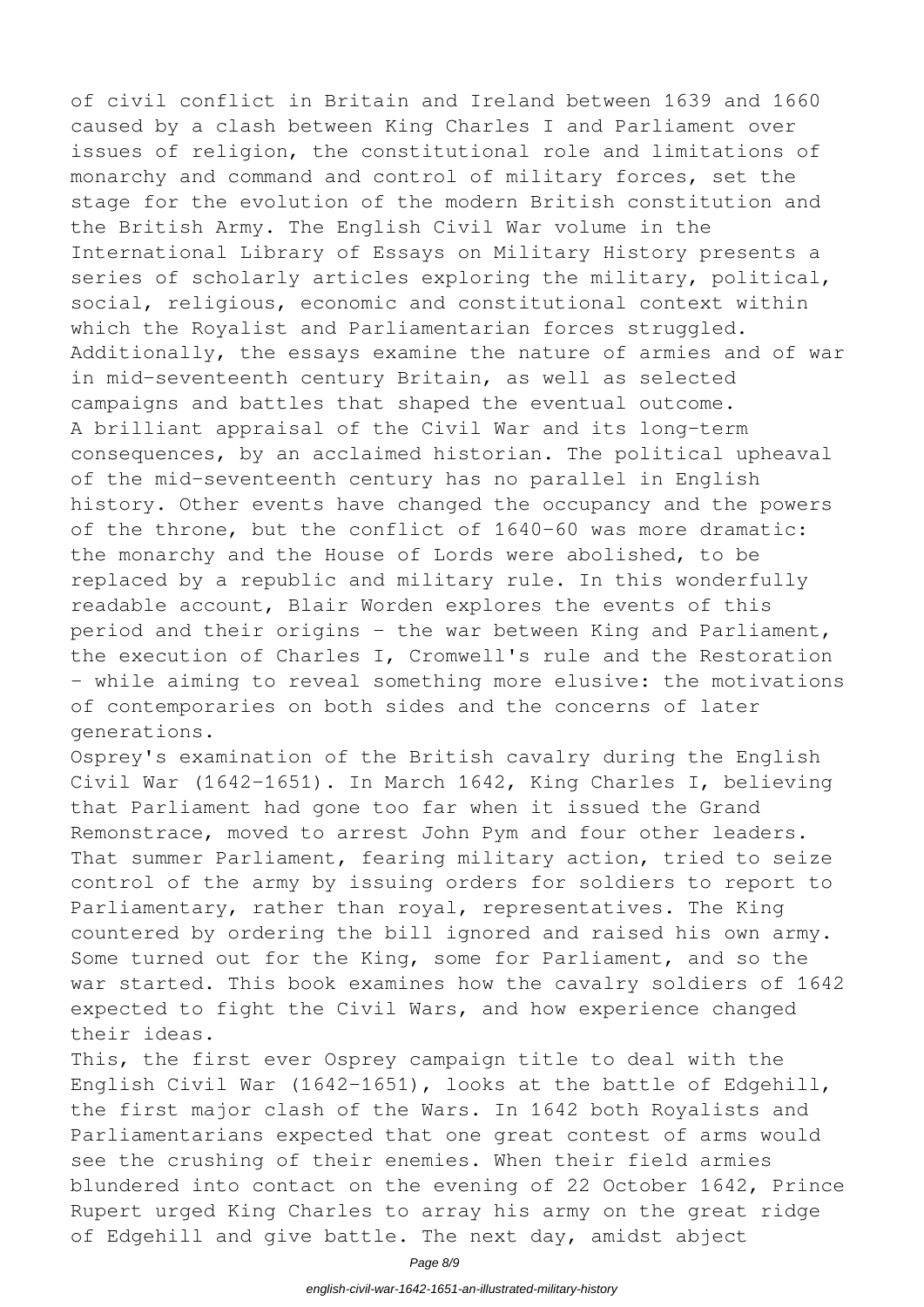of civil conflict in Britain and Ireland between 1639 and 1660 caused by a clash between King Charles I and Parliament over issues of religion, the constitutional role and limitations of monarchy and command and control of military forces, set the stage for the evolution of the modern British constitution and the British Army. The English Civil War volume in the International Library of Essays on Military History presents a series of scholarly articles exploring the military, political, social, religious, economic and constitutional context within which the Royalist and Parliamentarian forces struggled. Additionally, the essays examine the nature of armies and of war in mid-seventeenth century Britain, as well as selected campaigns and battles that shaped the eventual outcome.

A brilliant appraisal of the Civil War and its long-term consequences, by an acclaimed historian. The political upheaval of the mid-seventeenth century has no parallel in English history. Other events have changed the occupancy and the powers of the throne, but the conflict of 1640-60 was more dramatic: the monarchy and the House of Lords were abolished, to be replaced by a republic and military rule. In this wonderfully readable account, Blair Worden explores the events of this period and their origins - the war between King and Parliament, the execution of Charles I, Cromwell's rule and the Restoration - while aiming to reveal something more elusive: the motivations of contemporaries on both sides and the concerns of later generations.

Osprey's examination of the British cavalry during the English Civil War (1642-1651). In March 1642, King Charles I, believing that Parliament had gone too far when it issued the Grand Remonstrace, moved to arrest John Pym and four other leaders. That summer Parliament, fearing military action, tried to seize control of the army by issuing orders for soldiers to report to Parliamentary, rather than royal, representatives. The King countered by ordering the bill ignored and raised his own army. Some turned out for the King, some for Parliament, and so the war started. This book examines how the cavalry soldiers of 1642 expected to fight the Civil Wars, and how experience changed their ideas.

This, the first ever Osprey campaign title to deal with the English Civil War (1642-1651), looks at the battle of Edgehill, the first major clash of the Wars. In 1642 both Royalists and Parliamentarians expected that one great contest of arms would see the crushing of their enemies. When their field armies blundered into contact on the evening of 22 October 1642, Prince Rupert urged King Charles to array his army on the great ridge of Edgehill and give battle. The next day, amidst abject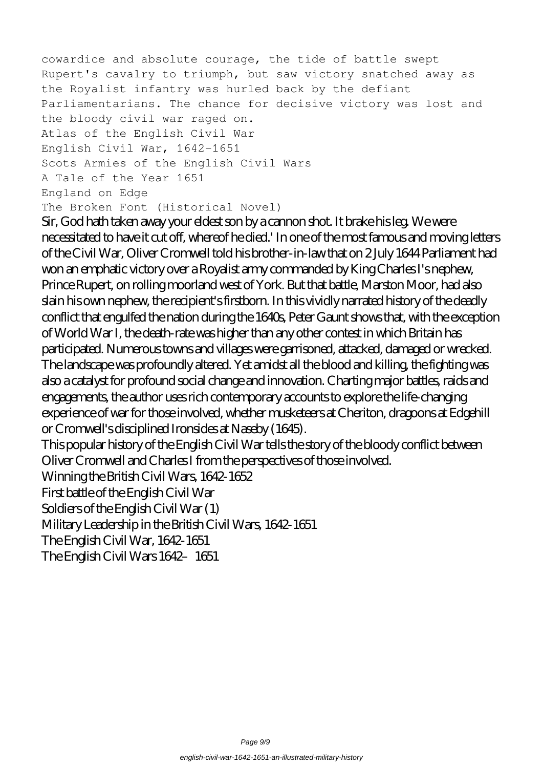cowardice and absolute courage, the tide of battle swept Rupert's cavalry to triumph, but saw victory snatched away as the Royalist infantry was hurled back by the defiant Parliamentarians. The chance for decisive victory was lost and the bloody civil war raged on.

Atlas of the English Civil War

English Civil War, 1642-1651

Scots Armies of the English Civil Wars

A Tale of the Year 1651

England on Edge

The Broken Font (Historical Novel)

Sir, God hath taken away your eldest son by a cannon shot. It brake his leg. We were necessitated to have it cut off, whereof he died.' In one of the most famous and moving letters of the Civil War, Oliver Cromwell told his brother-in-law that on 2 July 1644 Parliament had won an emphatic victory over a Royalist army commanded by King Charles I's nephew, Prince Rupert, on rolling moorland west of York. But that battle, Marston Moor, had also slain his own nephew, the recipient's firstborn. In this vividly narrated history of the deadly conflict that engulfed the nation during the 1640s, Peter Gaunt shows that, with the exception of World War I, the death-rate was higher than any other contest in which Britain has participated. Numerous towns and villages were garrisoned, attacked, damaged or wrecked. The landscape was profoundly altered. Yet amidst all the blood and killing, the fighting was also a catalyst for profound social change and innovation. Charting major battles, raids and engagements, the author uses rich contemporary accounts to explore the life-changing experience of war for those involved, whether musketeers at Cheriton, dragoons at Edgehill or Cromwell's disciplined Ironsides at Naseby (1645).

This popular history of the English Civil War tells the story of the bloody conflict between Oliver Cromwell and Charles I from the perspectives of those involved.

Winning the British Civil Wars, 1642-1652

First battle of the English Civil War

Soldiers of the English Civil War (1)

Military Leadership in the British Civil Wars, 1642-1651

The English Civil War, 1642-1651

The English Civil Wars 1642–1651